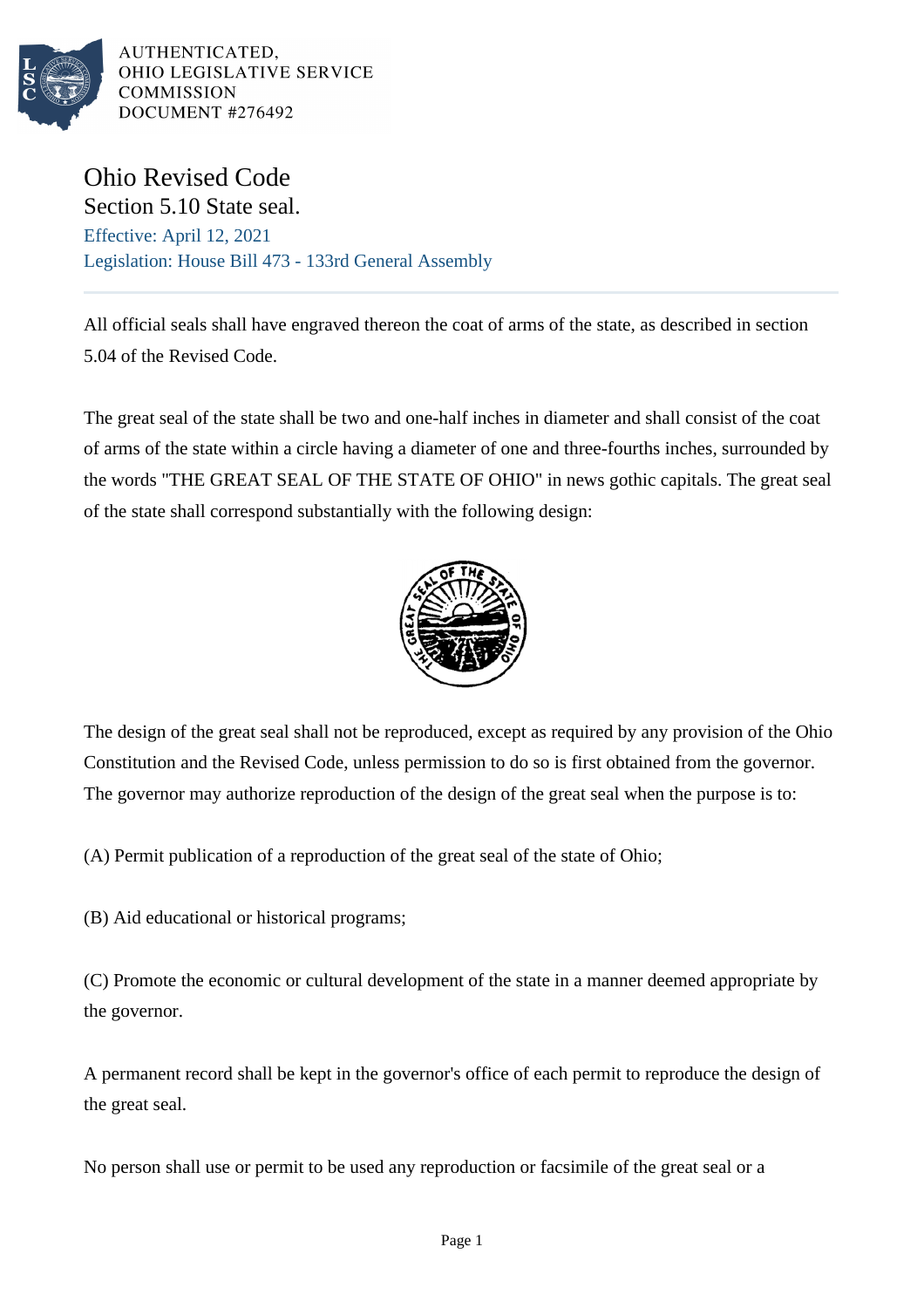AUTHENTICATED,
OHIO LEGISLATIVE SERVICE
COMMISSION
DOCUMENT #276492

# Ohio Revised Code

## Section 5.10 State seal.

Effective: April 12, 2021

Legislation: House Bill 473 - 133rd General Assembly

---

All official seals shall have engraved thereon the coat of arms of the state, as described in section 5.04 of the Revised Code.

The great seal of the state shall be two and one-half inches in diameter and shall consist of the coat of arms of the state within a circle having a diameter of one and three-fourths inches, surrounded by the words "THE GREAT SEAL OF THE STATE OF OHIO" in news gothic capitals. The great seal of the state shall correspond substantially with the following design:

The design of the great seal shall not be reproduced, except as required by any provision of the Ohio Constitution and the Revised Code, unless permission to do so is first obtained from the governor. The governor may authorize reproduction of the design of the great seal when the purpose is to:

(A) Permit publication of a reproduction of the great seal of the state of Ohio;

(B) Aid educational or historical programs;

(C) Promote the economic or cultural development of the state in a manner deemed appropriate by the governor.

A permanent record shall be kept in the governor's office of each permit to reproduce the design of the great seal.

No person shall use or permit to be used any reproduction or facsimile of the great seal or a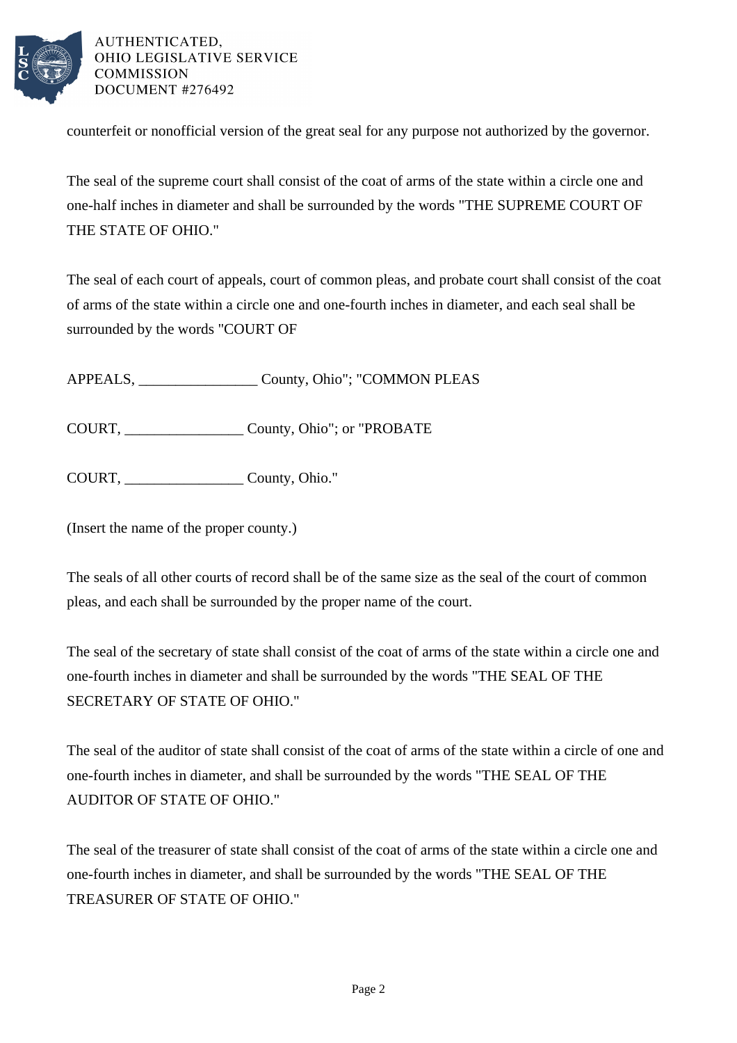counterfeit or nonofficial version of the great seal for any purpose not authorized by the governor.

The seal of the supreme court shall consist of the coat of arms of the state within a circle one and one-half inches in diameter and shall be surrounded by the words "THE SUPREME COURT OF THE STATE OF OHIO."

The seal of each court of appeals, court of common pleas, and probate court shall consist of the coat of arms of the state within a circle one and one-fourth inches in diameter, and each seal shall be surrounded by the words "COURT OF

APPEALS, ________________ County, Ohio"; "COMMON PLEAS

COURT, ________________ County, Ohio"; or "PROBATE

COURT, ________________ County, Ohio."

(Insert the name of the proper county.)

The seals of all other courts of record shall be of the same size as the seal of the court of common pleas, and each shall be surrounded by the proper name of the court.

The seal of the secretary of state shall consist of the coat of arms of the state within a circle one and one-fourth inches in diameter and shall be surrounded by the words "THE SEAL OF THE SECRETARY OF STATE OF OHIO."

The seal of the auditor of state shall consist of the coat of arms of the state within a circle of one and one-fourth inches in diameter, and shall be surrounded by the words "THE SEAL OF THE AUDITOR OF STATE OF OHIO."

The seal of the treasurer of state shall consist of the coat of arms of the state within a circle one and one-fourth inches in diameter, and shall be surrounded by the words "THE SEAL OF THE TREASURER OF STATE OF OHIO."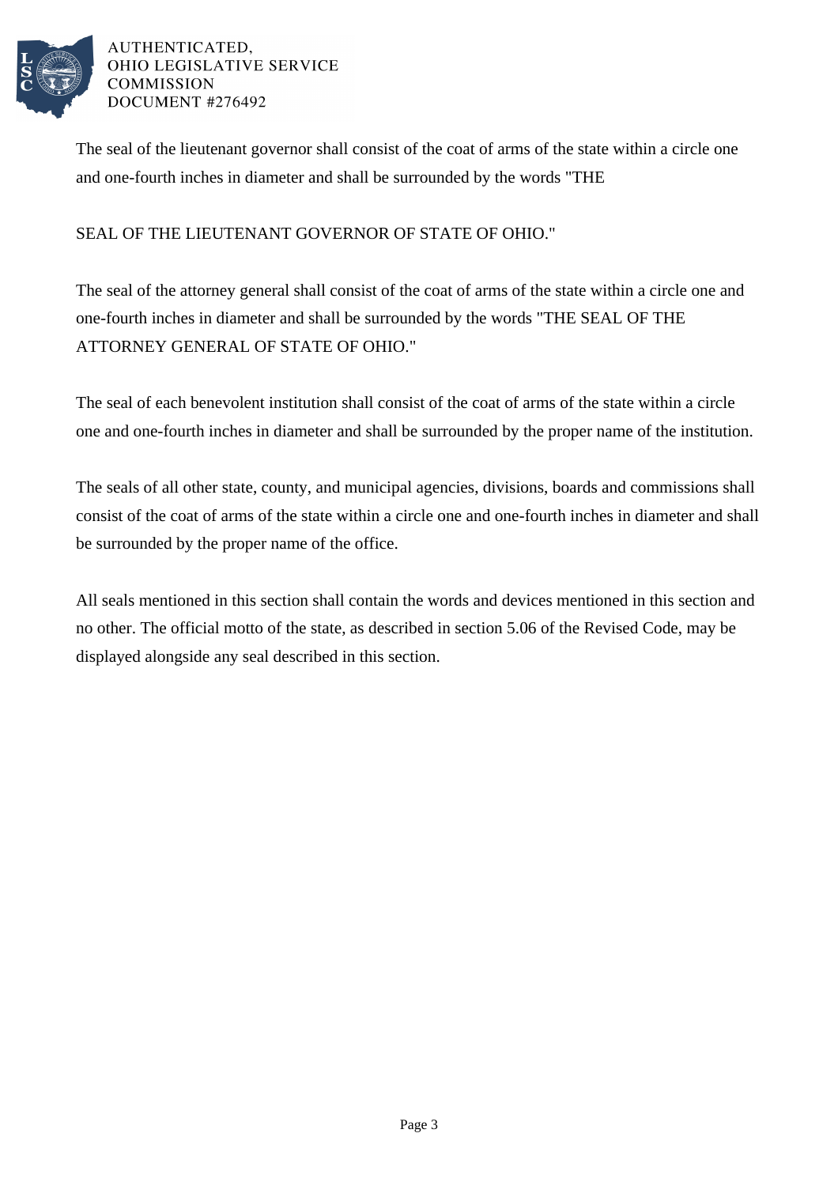The seal of the lieutenant governor shall consist of the coat of arms of the state within a circle one and one-fourth inches in diameter and shall be surrounded by the words "THE

SEAL OF THE LIEUTENANT GOVERNOR OF STATE OF OHIO."

The seal of the attorney general shall consist of the coat of arms of the state within a circle one and one-fourth inches in diameter and shall be surrounded by the words "THE SEAL OF THE ATTORNEY GENERAL OF STATE OF OHIO."

The seal of each benevolent institution shall consist of the coat of arms of the state within a circle one and one-fourth inches in diameter and shall be surrounded by the proper name of the institution.

The seals of all other state, county, and municipal agencies, divisions, boards and commissions shall consist of the coat of arms of the state within a circle one and one-fourth inches in diameter and shall be surrounded by the proper name of the office.

All seals mentioned in this section shall contain the words and devices mentioned in this section and no other. The official motto of the state, as described in section 5.06 of the Revised Code, may be displayed alongside any seal described in this section.